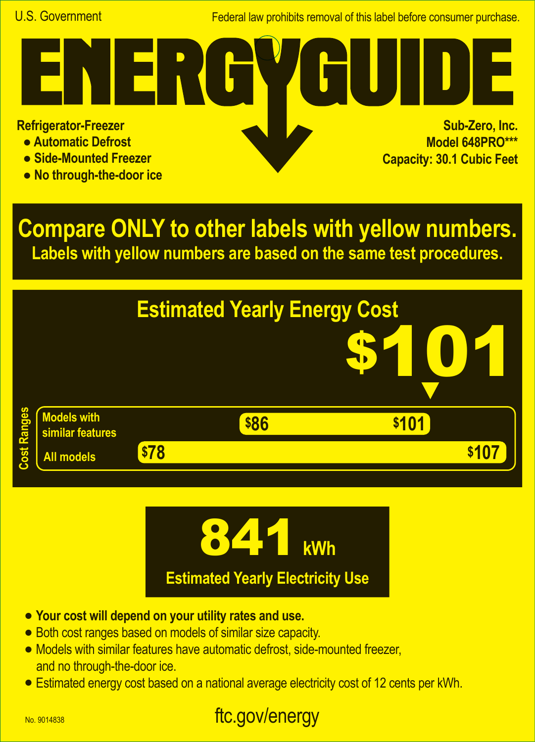U.S. Government

Federal law prohibits removal of this label before consumer purchase.

# ENERGYGUIDE

**Refrigerator-Freezer**

- **Automatic Defrost**
- **Side-Mounted Freezer**
- **No through-the-door ice**

**Sub-Zero, Inc.**
**Model 648PRO*****
**Capacity: 30.1 Cubic Feet**

## Compare ONLY to other labels with yellow numbers.

**Labels with yellow numbers are based on the same test procedures.**

## Estimated Yearly Energy Cost

# $101

Cost Ranges

Models with similar features: $86 – $101

All models: $78 – $107

# 841 kWh

**Estimated Yearly Electricity Use**

- **Your cost will depend on your utility rates and use.**
- Both cost ranges based on models of similar size capacity.
- Models with similar features have automatic defrost, side-mounted freezer, and no through-the-door ice.
- Estimated energy cost based on a national average electricity cost of 12 cents per kWh.

No. 9014838

ftc.gov/energy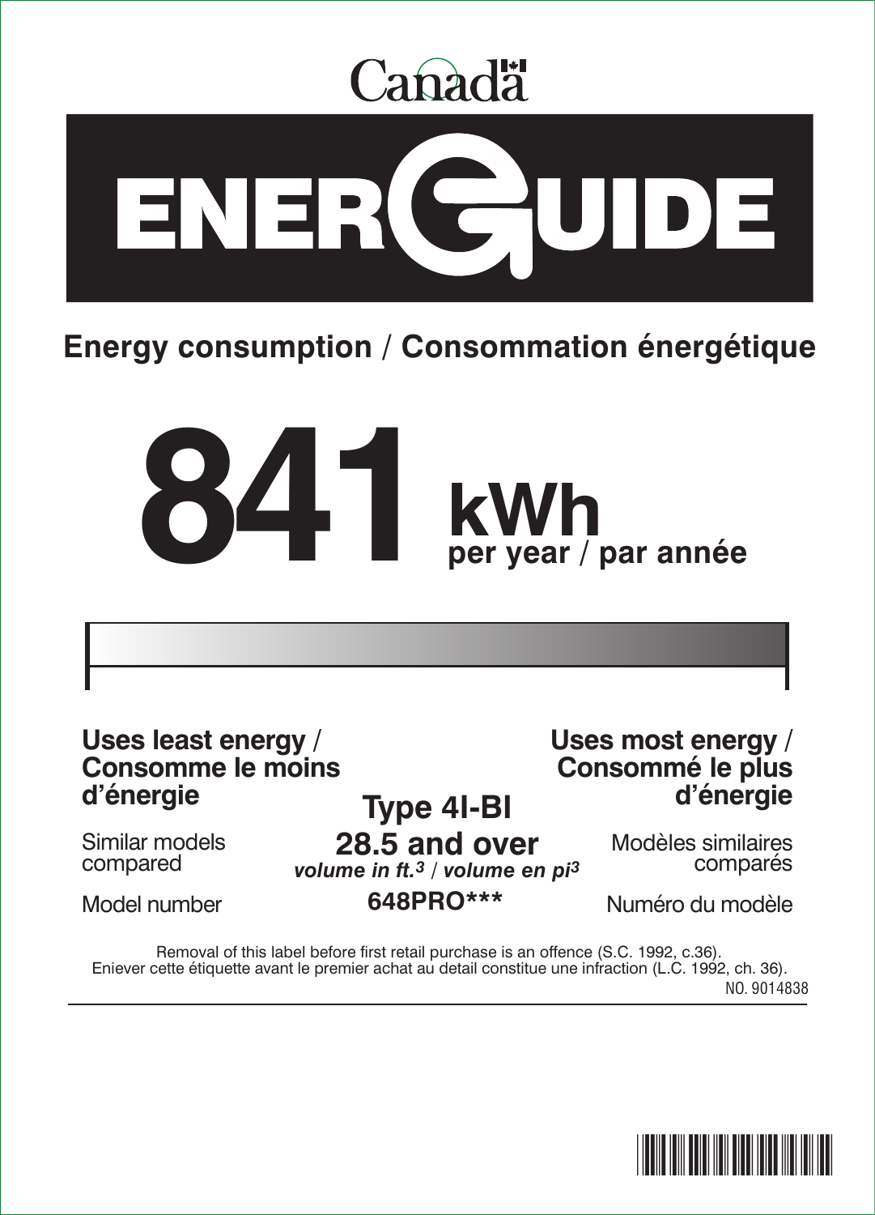Canada

# ENERGUIDE

## Energy consumption / Consommation énergétique

# 841 kWh
**per year / par année**

**Uses least energy / Consomme le moins d'énergie**

**Uses most energy / Consommé le plus d'énergie**

**Type 4I-BI**

| | | |
|---|---|---|
| Similar models compared | **28.5 and over** *volume in ft.$^3$ / volume en pi$^3$* | Modèles similaires comparés |
| Model number | **648PRO*** ** | Numéro du modèle |

Removal of this label before first retail purchase is an offence (S.C. 1992, c.36).
Enlever cette étiquette avant le premier achat au detail constitue une infraction (L.C. 1992, ch. 36).

NO. 9014838